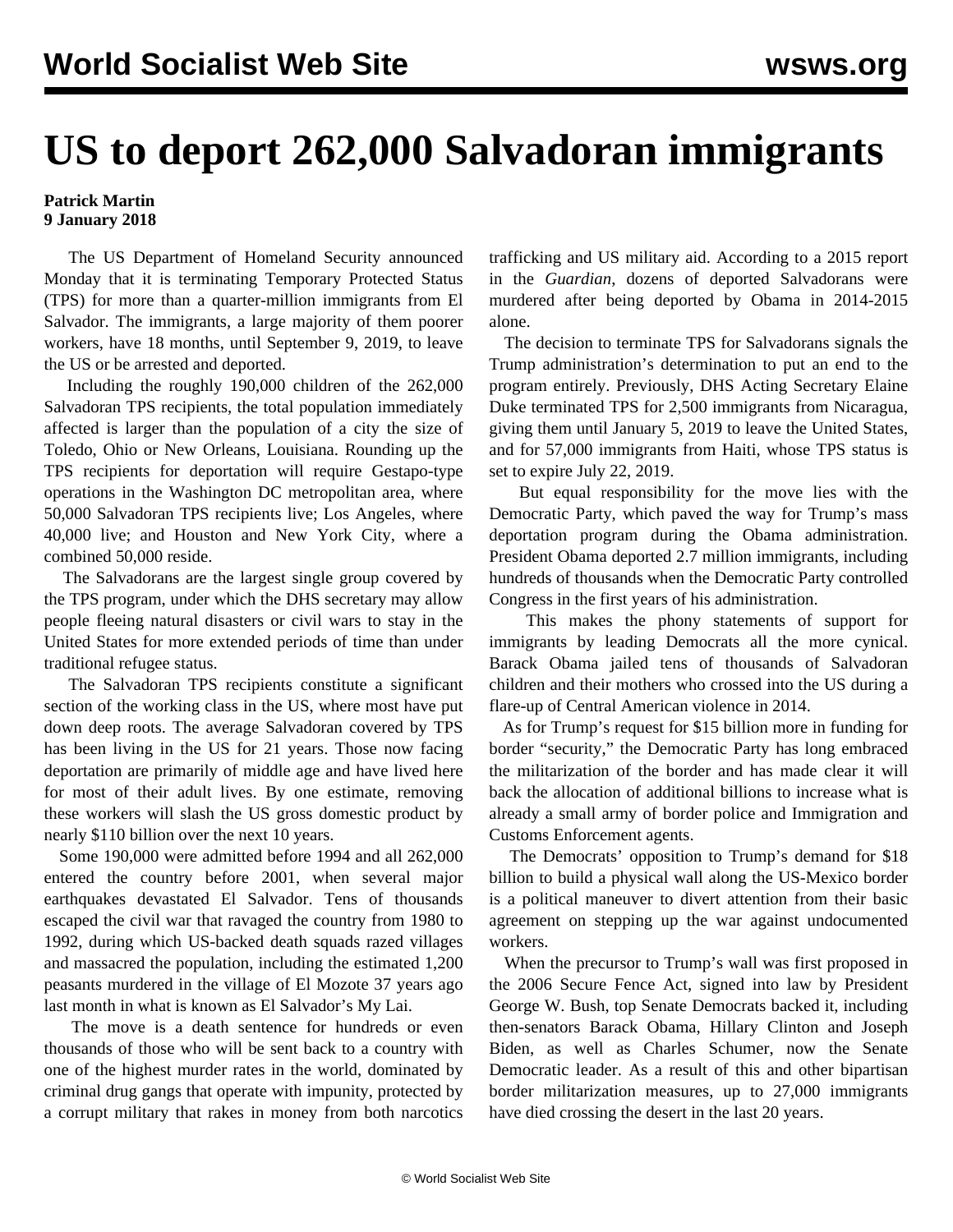# US to deport 262,000 Salvadoran immigrants

**Patrick Martin**
**9 January 2018**

The US Department of Homeland Security announced Monday that it is terminating Temporary Protected Status (TPS) for more than a quarter-million immigrants from El Salvador. The immigrants, a large majority of them poorer workers, have 18 months, until September 9, 2019, to leave the US or be arrested and deported.

Including the roughly 190,000 children of the 262,000 Salvadoran TPS recipients, the total population immediately affected is larger than the population of a city the size of Toledo, Ohio or New Orleans, Louisiana. Rounding up the TPS recipients for deportation will require Gestapo-type operations in the Washington DC metropolitan area, where 50,000 Salvadoran TPS recipients live; Los Angeles, where 40,000 live; and Houston and New York City, where a combined 50,000 reside.

The Salvadorans are the largest single group covered by the TPS program, under which the DHS secretary may allow people fleeing natural disasters or civil wars to stay in the United States for more extended periods of time than under traditional refugee status.

The Salvadoran TPS recipients constitute a significant section of the working class in the US, where most have put down deep roots. The average Salvadoran covered by TPS has been living in the US for 21 years. Those now facing deportation are primarily of middle age and have lived here for most of their adult lives. By one estimate, removing these workers will slash the US gross domestic product by nearly $110 billion over the next 10 years.

Some 190,000 were admitted before 1994 and all 262,000 entered the country before 2001, when several major earthquakes devastated El Salvador. Tens of thousands escaped the civil war that ravaged the country from 1980 to 1992, during which US-backed death squads razed villages and massacred the population, including the estimated 1,200 peasants murdered in the village of El Mozote 37 years ago last month in what is known as El Salvador's My Lai.

The move is a death sentence for hundreds or even thousands of those who will be sent back to a country with one of the highest murder rates in the world, dominated by criminal drug gangs that operate with impunity, protected by a corrupt military that rakes in money from both narcotics trafficking and US military aid. According to a 2015 report in the *Guardian*, dozens of deported Salvadorans were murdered after being deported by Obama in 2014-2015 alone.

The decision to terminate TPS for Salvadorans signals the Trump administration's determination to put an end to the program entirely. Previously, DHS Acting Secretary Elaine Duke terminated TPS for 2,500 immigrants from Nicaragua, giving them until January 5, 2019 to leave the United States, and for 57,000 immigrants from Haiti, whose TPS status is set to expire July 22, 2019.

But equal responsibility for the move lies with the Democratic Party, which paved the way for Trump's mass deportation program during the Obama administration. President Obama deported 2.7 million immigrants, including hundreds of thousands when the Democratic Party controlled Congress in the first years of his administration.

This makes the phony statements of support for immigrants by leading Democrats all the more cynical. Barack Obama jailed tens of thousands of Salvadoran children and their mothers who crossed into the US during a flare-up of Central American violence in 2014.

As for Trump's request for $15 billion more in funding for border "security," the Democratic Party has long embraced the militarization of the border and has made clear it will back the allocation of additional billions to increase what is already a small army of border police and Immigration and Customs Enforcement agents.

The Democrats' opposition to Trump's demand for $18 billion to build a physical wall along the US-Mexico border is a political maneuver to divert attention from their basic agreement on stepping up the war against undocumented workers.

When the precursor to Trump's wall was first proposed in the 2006 Secure Fence Act, signed into law by President George W. Bush, top Senate Democrats backed it, including then-senators Barack Obama, Hillary Clinton and Joseph Biden, as well as Charles Schumer, now the Senate Democratic leader. As a result of this and other bipartisan border militarization measures, up to 27,000 immigrants have died crossing the desert in the last 20 years.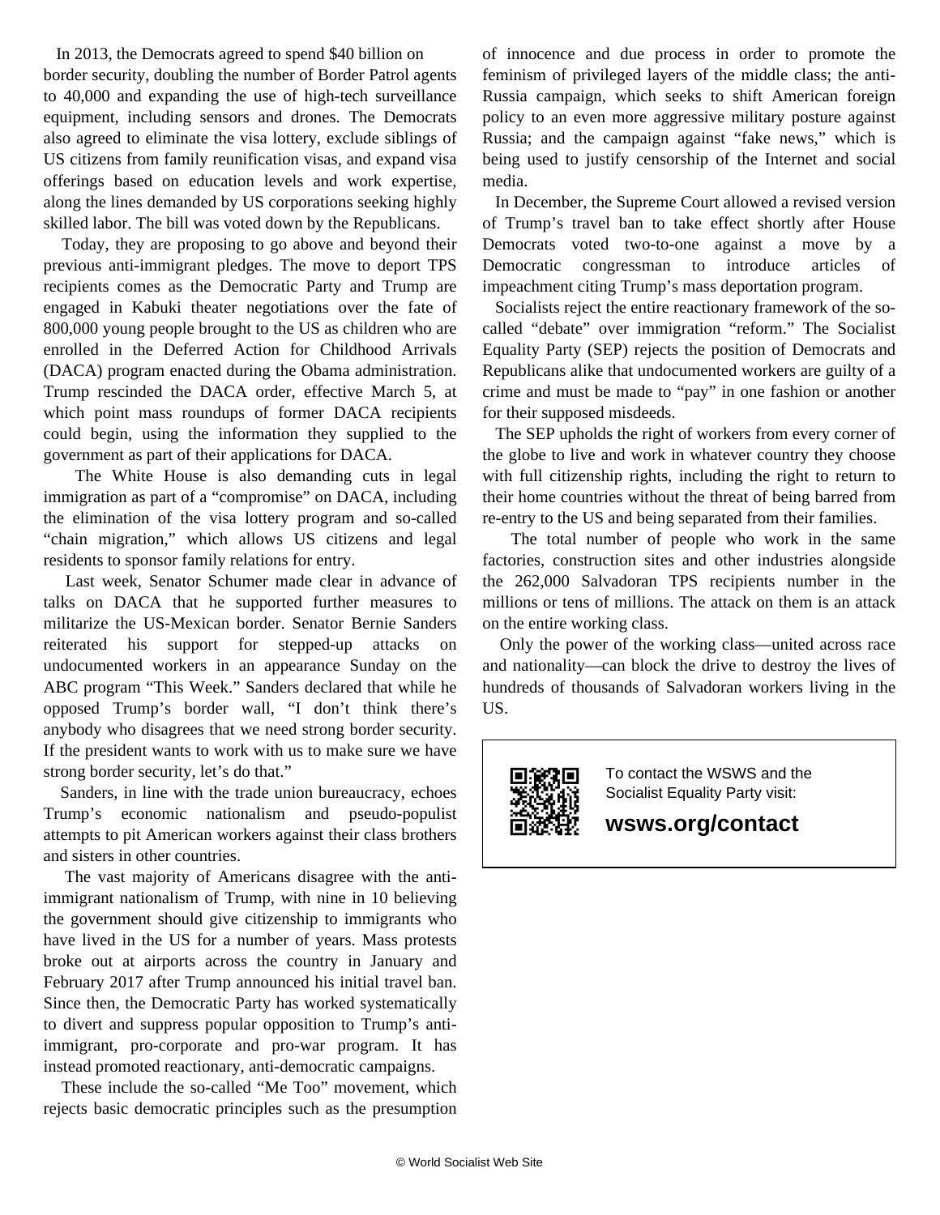In 2013, the Democrats agreed to spend $40 billion on border security, doubling the number of Border Patrol agents to 40,000 and expanding the use of high-tech surveillance equipment, including sensors and drones. The Democrats also agreed to eliminate the visa lottery, exclude siblings of US citizens from family reunification visas, and expand visa offerings based on education levels and work expertise, along the lines demanded by US corporations seeking highly skilled labor. The bill was voted down by the Republicans.

Today, they are proposing to go above and beyond their previous anti-immigrant pledges. The move to deport TPS recipients comes as the Democratic Party and Trump are engaged in Kabuki theater negotiations over the fate of 800,000 young people brought to the US as children who are enrolled in the Deferred Action for Childhood Arrivals (DACA) program enacted during the Obama administration. Trump rescinded the DACA order, effective March 5, at which point mass roundups of former DACA recipients could begin, using the information they supplied to the government as part of their applications for DACA.

The White House is also demanding cuts in legal immigration as part of a "compromise" on DACA, including the elimination of the visa lottery program and so-called "chain migration," which allows US citizens and legal residents to sponsor family relations for entry.

Last week, Senator Schumer made clear in advance of talks on DACA that he supported further measures to militarize the US-Mexican border. Senator Bernie Sanders reiterated his support for stepped-up attacks on undocumented workers in an appearance Sunday on the ABC program "This Week." Sanders declared that while he opposed Trump's border wall, "I don't think there's anybody who disagrees that we need strong border security. If the president wants to work with us to make sure we have strong border security, let's do that."

Sanders, in line with the trade union bureaucracy, echoes Trump's economic nationalism and pseudo-populist attempts to pit American workers against their class brothers and sisters in other countries.

The vast majority of Americans disagree with the anti-immigrant nationalism of Trump, with nine in 10 believing the government should give citizenship to immigrants who have lived in the US for a number of years. Mass protests broke out at airports across the country in January and February 2017 after Trump announced his initial travel ban. Since then, the Democratic Party has worked systematically to divert and suppress popular opposition to Trump's anti-immigrant, pro-corporate and pro-war program. It has instead promoted reactionary, anti-democratic campaigns.

These include the so-called "Me Too" movement, which rejects basic democratic principles such as the presumption of innocence and due process in order to promote the feminism of privileged layers of the middle class; the anti-Russia campaign, which seeks to shift American foreign policy to an even more aggressive military posture against Russia; and the campaign against "fake news," which is being used to justify censorship of the Internet and social media.

In December, the Supreme Court allowed a revised version of Trump's travel ban to take effect shortly after House Democrats voted two-to-one against a move by a Democratic congressman to introduce articles of impeachment citing Trump's mass deportation program.

Socialists reject the entire reactionary framework of the so-called "debate" over immigration "reform." The Socialist Equality Party (SEP) rejects the position of Democrats and Republicans alike that undocumented workers are guilty of a crime and must be made to "pay" in one fashion or another for their supposed misdeeds.

The SEP upholds the right of workers from every corner of the globe to live and work in whatever country they choose with full citizenship rights, including the right to return to their home countries without the threat of being barred from re-entry to the US and being separated from their families.

The total number of people who work in the same factories, construction sites and other industries alongside the 262,000 Salvadoran TPS recipients number in the millions or tens of millions. The attack on them is an attack on the entire working class.

Only the power of the working class—united across race and nationality—can block the drive to destroy the lives of hundreds of thousands of Salvadoran workers living in the US.

To contact the WSWS and the Socialist Equality Party visit:

**wsws.org/contact**